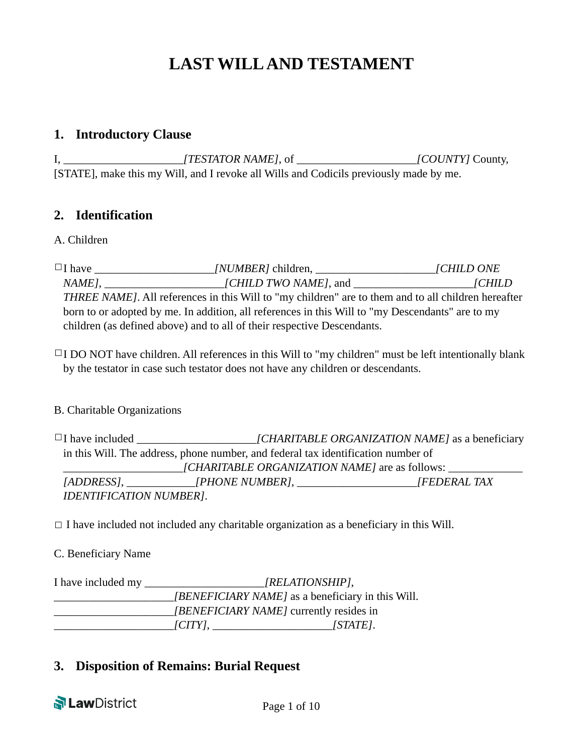# LAST WILL AND TESTAMENT

## 1. Introductory Clause

I, ____________________*[TESTATOR NAME]*, of ____________________*[COUNTY]* County, [STATE], make this my Will, and I revoke all Wills and Codicils previously made by me.

## 2. Identification

A. Children

☐ I have ____________________*[NUMBER]* children, ____________________*[CHILD ONE NAME]*, ____________________*[CHILD TWO NAME]*, and ____________________*[CHILD THREE NAME]*. All references in this Will to "my children" are to them and to all children hereafter born to or adopted by me. In addition, all references in this Will to "my Descendants" are to my children (as defined above) and to all of their respective Descendants.

☐ I DO NOT have children. All references in this Will to "my children" must be left intentionally blank by the testator in case such testator does not have any children or descendants.

B. Charitable Organizations

☐ I have included ____________________*[CHARITABLE ORGANIZATION NAME]* as a beneficiary in this Will. The address, phone number, and federal tax identification number of ____________________*[CHARITABLE ORGANIZATION NAME]* are as follows: ____________ *[ADDRESS]*, ____________*[PHONE NUMBER]*, ____________________*[FEDERAL TAX IDENTIFICATION NUMBER]*.

☐ I have included not included any charitable organization as a beneficiary in this Will.

C. Beneficiary Name

I have included my ____________________*[RELATIONSHIP]*, ____________________*[BENEFICIARY NAME]* as a beneficiary in this Will. ____________________*[BENEFICIARY NAME]* currently resides in ____________________*[CITY]*, ____________________*[STATE]*.

## 3. Disposition of Remains: Burial Request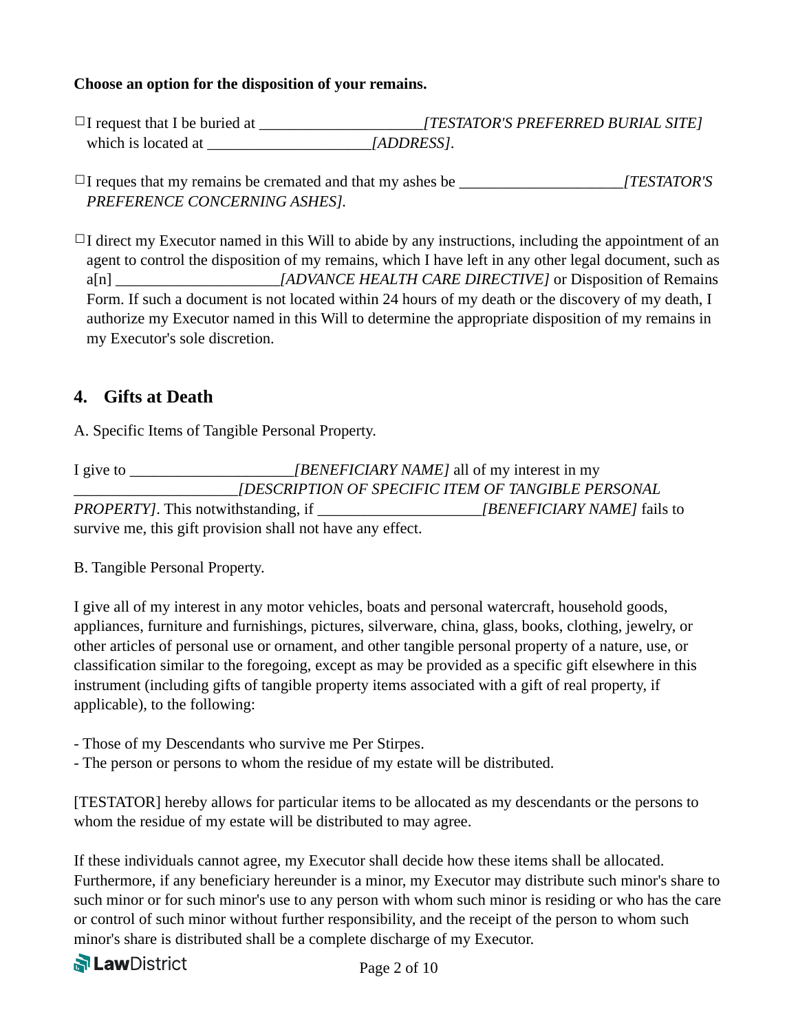**Choose an option for the disposition of your remains.**

☐I request that I be buried at _____________________*[TESTATOR'S PREFERRED BURIAL SITE]* which is located at _____________________*[ADDRESS]*.

☐I reques that my remains be cremated and that my ashes be _____________________*[TESTATOR'S PREFERENCE CONCERNING ASHES]*.

☐I direct my Executor named in this Will to abide by any instructions, including the appointment of an agent to control the disposition of my remains, which I have left in any other legal document, such as a[n] _____________________*[ADVANCE HEALTH CARE DIRECTIVE]* or Disposition of Remains Form. If such a document is not located within 24 hours of my death or the discovery of my death, I authorize my Executor named in this Will to determine the appropriate disposition of my remains in my Executor's sole discretion.

## 4. Gifts at Death

A. Specific Items of Tangible Personal Property.

I give to _____________________*[BENEFICIARY NAME]* all of my interest in my _____________________*[DESCRIPTION OF SPECIFIC ITEM OF TANGIBLE PERSONAL PROPERTY]*. This notwithstanding, if _____________________*[BENEFICIARY NAME]* fails to survive me, this gift provision shall not have any effect.

B. Tangible Personal Property.

I give all of my interest in any motor vehicles, boats and personal watercraft, household goods, appliances, furniture and furnishings, pictures, silverware, china, glass, books, clothing, jewelry, or other articles of personal use or ornament, and other tangible personal property of a nature, use, or classification similar to the foregoing, except as may be provided as a specific gift elsewhere in this instrument (including gifts of tangible property items associated with a gift of real property, if applicable), to the following:

- Those of my Descendants who survive me Per Stirpes.
- The person or persons to whom the residue of my estate will be distributed.

[TESTATOR] hereby allows for particular items to be allocated as my descendants or the persons to whom the residue of my estate will be distributed to may agree.

If these individuals cannot agree, my Executor shall decide how these items shall be allocated. Furthermore, if any beneficiary hereunder is a minor, my Executor may distribute such minor's share to such minor or for such minor's use to any person with whom such minor is residing or who has the care or control of such minor without further responsibility, and the receipt of the person to whom such minor's share is distributed shall be a complete discharge of my Executor.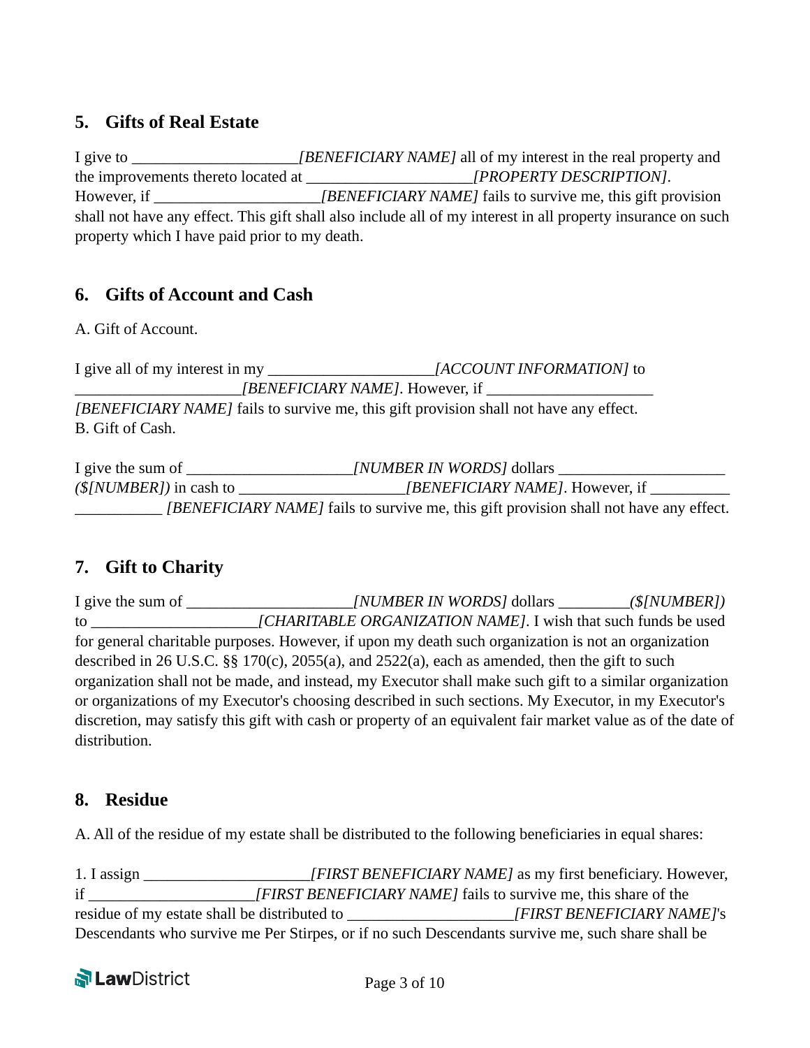## 5. Gifts of Real Estate

I give to ____________________*[BENEFICIARY NAME]* all of my interest in the real property and the improvements thereto located at ____________________*[PROPERTY DESCRIPTION]*. However, if ____________________*[BENEFICIARY NAME]* fails to survive me, this gift provision shall not have any effect. This gift shall also include all of my interest in all property insurance on such property which I have paid prior to my death.

## 6. Gifts of Account and Cash

A. Gift of Account.

I give all of my interest in my ____________________*[ACCOUNT INFORMATION]* to ____________________*[BENEFICIARY NAME]*. However, if ____________________ *[BENEFICIARY NAME]* fails to survive me, this gift provision shall not have any effect.

B. Gift of Cash.

I give the sum of ____________________*[NUMBER IN WORDS]* dollars ____________________ *($[NUMBER])* in cash to ____________________*[BENEFICIARY NAME]*. However, if ____________________ *[BENEFICIARY NAME]* fails to survive me, this gift provision shall not have any effect.

## 7. Gift to Charity

I give the sum of ____________________*[NUMBER IN WORDS]* dollars _________*($[NUMBER])* to ____________________*[CHARITABLE ORGANIZATION NAME]*. I wish that such funds be used for general charitable purposes. However, if upon my death such organization is not an organization described in 26 U.S.C. §§ 170(c), 2055(a), and 2522(a), each as amended, then the gift to such organization shall not be made, and instead, my Executor shall make such gift to a similar organization or organizations of my Executor's choosing described in such sections. My Executor, in my Executor's discretion, may satisfy this gift with cash or property of an equivalent fair market value as of the date of distribution.

## 8. Residue

A. All of the residue of my estate shall be distributed to the following beneficiaries in equal shares:

1. I assign ____________________*[FIRST BENEFICIARY NAME]* as my first beneficiary. However, if ____________________*[FIRST BENEFICIARY NAME]* fails to survive me, this share of the residue of my estate shall be distributed to ____________________*[FIRST BENEFICIARY NAME]*'s Descendants who survive me Per Stirpes, or if no such Descendants survive me, such share shall be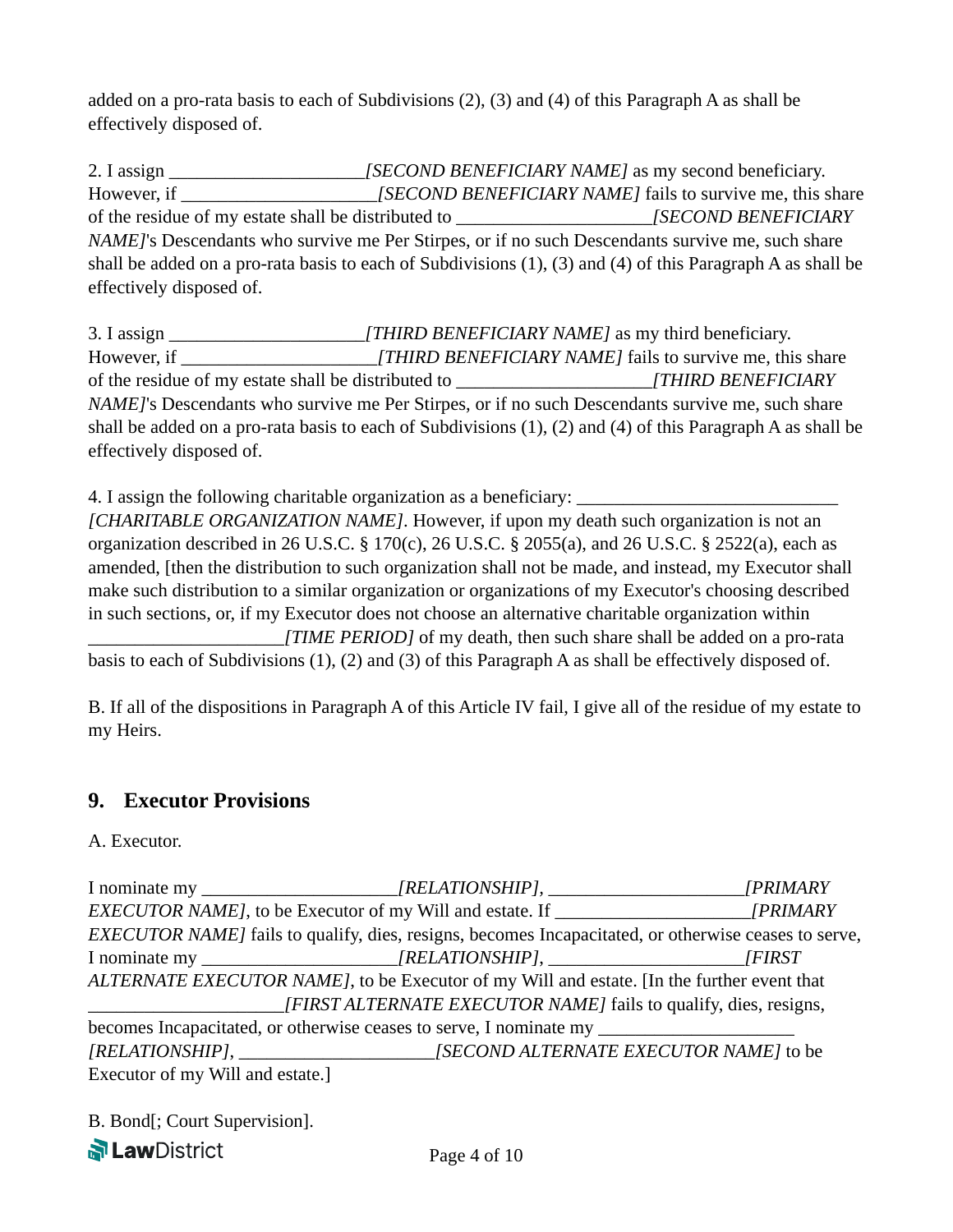added on a pro-rata basis to each of Subdivisions (2), (3) and (4) of this Paragraph A as shall be effectively disposed of.

2. I assign _____________________*[SECOND BENEFICIARY NAME]* as my second beneficiary. However, if _____________________*[SECOND BENEFICIARY NAME]* fails to survive me, this share of the residue of my estate shall be distributed to _____________________*[SECOND BENEFICIARY NAME]*'s Descendants who survive me Per Stirpes, or if no such Descendants survive me, such share shall be added on a pro-rata basis to each of Subdivisions (1), (3) and (4) of this Paragraph A as shall be effectively disposed of.

3. I assign _____________________*[THIRD BENEFICIARY NAME]* as my third beneficiary. However, if _____________________*[THIRD BENEFICIARY NAME]* fails to survive me, this share of the residue of my estate shall be distributed to _____________________*[THIRD BENEFICIARY NAME]*'s Descendants who survive me Per Stirpes, or if no such Descendants survive me, such share shall be added on a pro-rata basis to each of Subdivisions (1), (2) and (4) of this Paragraph A as shall be effectively disposed of.

4. I assign the following charitable organization as a beneficiary: ____________________________ *[CHARITABLE ORGANIZATION NAME]*. However, if upon my death such organization is not an organization described in 26 U.S.C. § 170(c), 26 U.S.C. § 2055(a), and 26 U.S.C. § 2522(a), each as amended, [then the distribution to such organization shall not be made, and instead, my Executor shall make such distribution to a similar organization or organizations of my Executor's choosing described in such sections, or, if my Executor does not choose an alternative charitable organization within _____________________*[TIME PERIOD]* of my death, then such share shall be added on a pro-rata basis to each of Subdivisions (1), (2) and (3) of this Paragraph A as shall be effectively disposed of.

B. If all of the dispositions in Paragraph A of this Article IV fail, I give all of the residue of my estate to my Heirs.

## 9. Executor Provisions

A. Executor.

I nominate my _____________________*[RELATIONSHIP]*, _____________________*[PRIMARY EXECUTOR NAME]*, to be Executor of my Will and estate. If _____________________*[PRIMARY EXECUTOR NAME]* fails to qualify, dies, resigns, becomes Incapacitated, or otherwise ceases to serve, I nominate my _____________________*[RELATIONSHIP]*, _____________________*[FIRST ALTERNATE EXECUTOR NAME]*, to be Executor of my Will and estate. [In the further event that _____________________*[FIRST ALTERNATE EXECUTOR NAME]* fails to qualify, dies, resigns, becomes Incapacitated, or otherwise ceases to serve, I nominate my _____________________ *[RELATIONSHIP]*, _____________________*[SECOND ALTERNATE EXECUTOR NAME]* to be Executor of my Will and estate.]

B. Bond[; Court Supervision].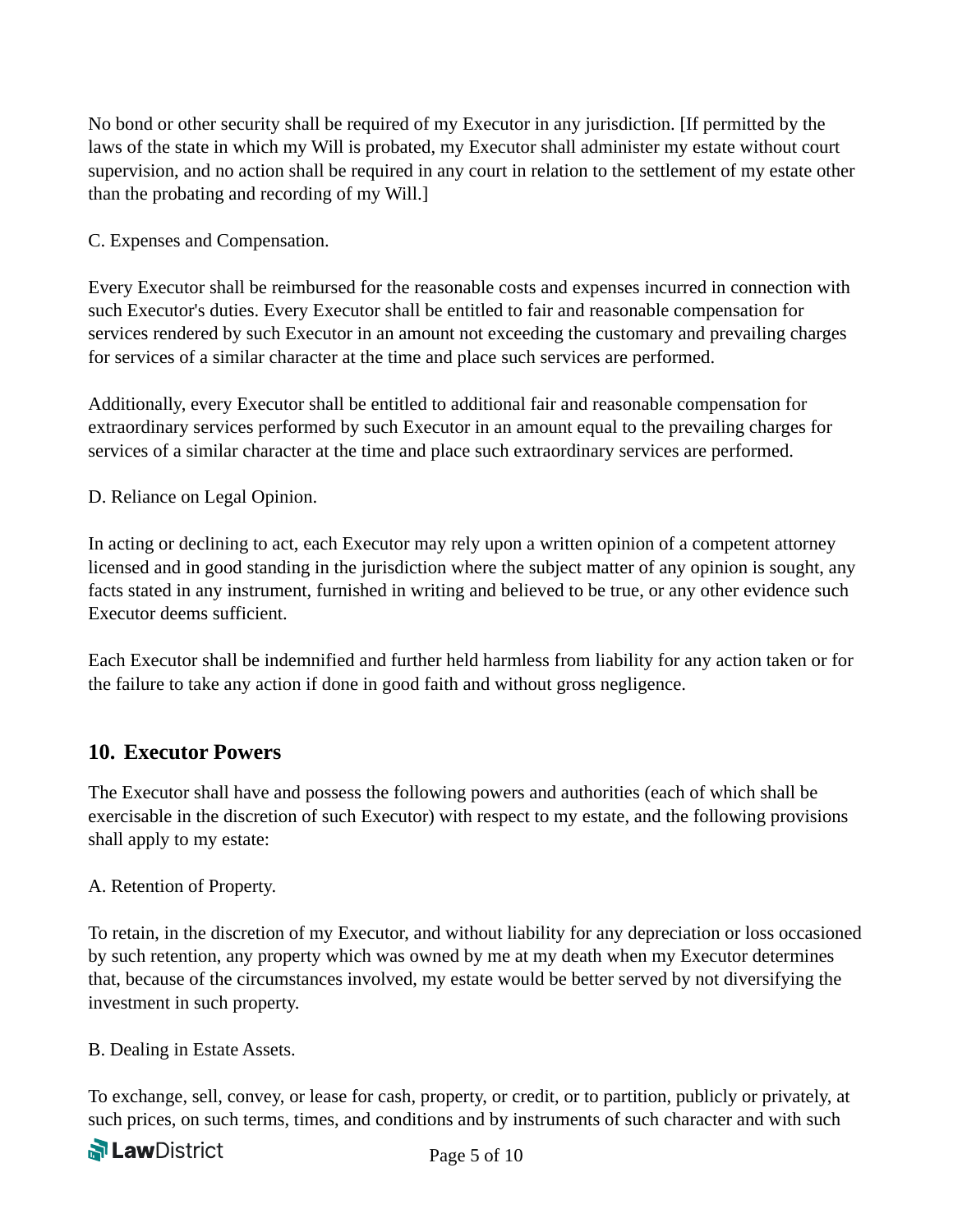No bond or other security shall be required of my Executor in any jurisdiction. [If permitted by the laws of the state in which my Will is probated, my Executor shall administer my estate without court supervision, and no action shall be required in any court in relation to the settlement of my estate other than the probating and recording of my Will.]

C. Expenses and Compensation.

Every Executor shall be reimbursed for the reasonable costs and expenses incurred in connection with such Executor's duties. Every Executor shall be entitled to fair and reasonable compensation for services rendered by such Executor in an amount not exceeding the customary and prevailing charges for services of a similar character at the time and place such services are performed.

Additionally, every Executor shall be entitled to additional fair and reasonable compensation for extraordinary services performed by such Executor in an amount equal to the prevailing charges for services of a similar character at the time and place such extraordinary services are performed.

D. Reliance on Legal Opinion.

In acting or declining to act, each Executor may rely upon a written opinion of a competent attorney licensed and in good standing in the jurisdiction where the subject matter of any opinion is sought, any facts stated in any instrument, furnished in writing and believed to be true, or any other evidence such Executor deems sufficient.

Each Executor shall be indemnified and further held harmless from liability for any action taken or for the failure to take any action if done in good faith and without gross negligence.

## 10. Executor Powers

The Executor shall have and possess the following powers and authorities (each of which shall be exercisable in the discretion of such Executor) with respect to my estate, and the following provisions shall apply to my estate:

A. Retention of Property.

To retain, in the discretion of my Executor, and without liability for any depreciation or loss occasioned by such retention, any property which was owned by me at my death when my Executor determines that, because of the circumstances involved, my estate would be better served by not diversifying the investment in such property.

B. Dealing in Estate Assets.

To exchange, sell, convey, or lease for cash, property, or credit, or to partition, publicly or privately, at such prices, on such terms, times, and conditions and by instruments of such character and with such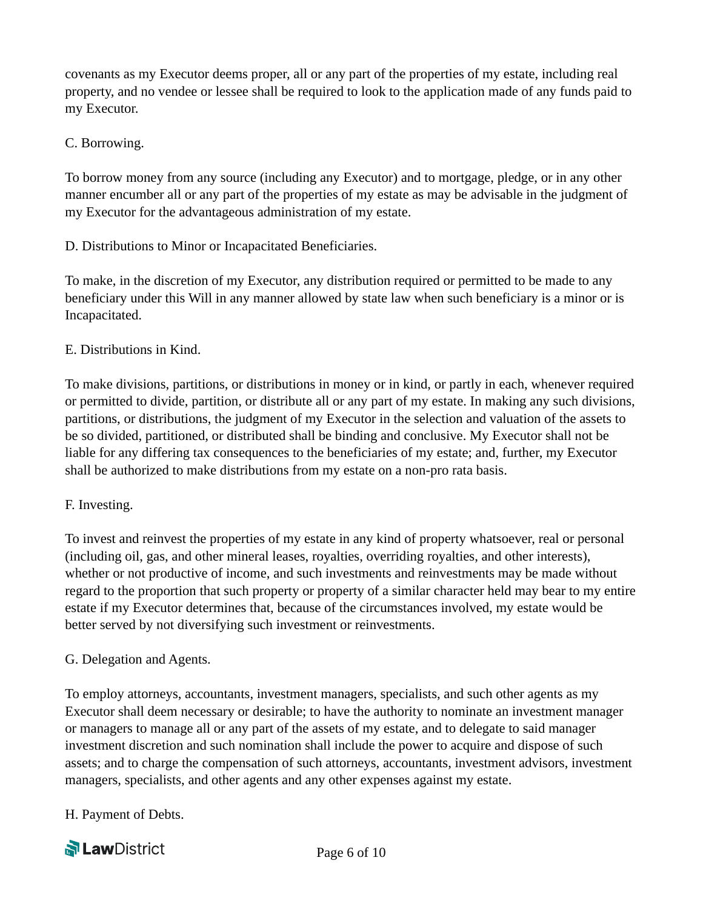covenants as my Executor deems proper, all or any part of the properties of my estate, including real property, and no vendee or lessee shall be required to look to the application made of any funds paid to my Executor.

C. Borrowing.

To borrow money from any source (including any Executor) and to mortgage, pledge, or in any other manner encumber all or any part of the properties of my estate as may be advisable in the judgment of my Executor for the advantageous administration of my estate.

D. Distributions to Minor or Incapacitated Beneficiaries.

To make, in the discretion of my Executor, any distribution required or permitted to be made to any beneficiary under this Will in any manner allowed by state law when such beneficiary is a minor or is Incapacitated.

E. Distributions in Kind.

To make divisions, partitions, or distributions in money or in kind, or partly in each, whenever required or permitted to divide, partition, or distribute all or any part of my estate. In making any such divisions, partitions, or distributions, the judgment of my Executor in the selection and valuation of the assets to be so divided, partitioned, or distributed shall be binding and conclusive. My Executor shall not be liable for any differing tax consequences to the beneficiaries of my estate; and, further, my Executor shall be authorized to make distributions from my estate on a non-pro rata basis.

F. Investing.

To invest and reinvest the properties of my estate in any kind of property whatsoever, real or personal (including oil, gas, and other mineral leases, royalties, overriding royalties, and other interests), whether or not productive of income, and such investments and reinvestments may be made without regard to the proportion that such property or property of a similar character held may bear to my entire estate if my Executor determines that, because of the circumstances involved, my estate would be better served by not diversifying such investment or reinvestments.

G. Delegation and Agents.

To employ attorneys, accountants, investment managers, specialists, and such other agents as my Executor shall deem necessary or desirable; to have the authority to nominate an investment manager or managers to manage all or any part of the assets of my estate, and to delegate to said manager investment discretion and such nomination shall include the power to acquire and dispose of such assets; and to charge the compensation of such attorneys, accountants, investment advisors, investment managers, specialists, and other agents and any other expenses against my estate.

H. Payment of Debts.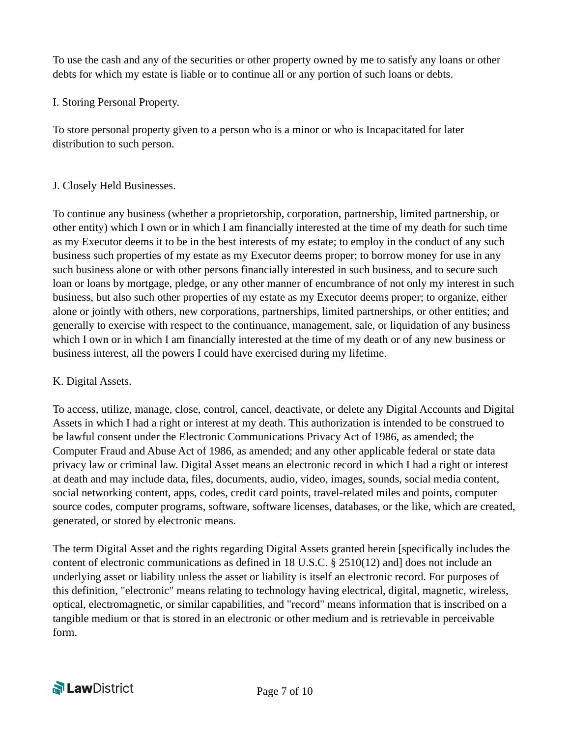To use the cash and any of the securities or other property owned by me to satisfy any loans or other debts for which my estate is liable or to continue all or any portion of such loans or debts.

I. Storing Personal Property.

To store personal property given to a person who is a minor or who is Incapacitated for later distribution to such person.

J. Closely Held Businesses.

To continue any business (whether a proprietorship, corporation, partnership, limited partnership, or other entity) which I own or in which I am financially interested at the time of my death for such time as my Executor deems it to be in the best interests of my estate; to employ in the conduct of any such business such properties of my estate as my Executor deems proper; to borrow money for use in any such business alone or with other persons financially interested in such business, and to secure such loan or loans by mortgage, pledge, or any other manner of encumbrance of not only my interest in such business, but also such other properties of my estate as my Executor deems proper; to organize, either alone or jointly with others, new corporations, partnerships, limited partnerships, or other entities; and generally to exercise with respect to the continuance, management, sale, or liquidation of any business which I own or in which I am financially interested at the time of my death or of any new business or business interest, all the powers I could have exercised during my lifetime.

K. Digital Assets.

To access, utilize, manage, close, control, cancel, deactivate, or delete any Digital Accounts and Digital Assets in which I had a right or interest at my death. This authorization is intended to be construed to be lawful consent under the Electronic Communications Privacy Act of 1986, as amended; the Computer Fraud and Abuse Act of 1986, as amended; and any other applicable federal or state data privacy law or criminal law. Digital Asset means an electronic record in which I had a right or interest at death and may include data, files, documents, audio, video, images, sounds, social media content, social networking content, apps, codes, credit card points, travel-related miles and points, computer source codes, computer programs, software, software licenses, databases, or the like, which are created, generated, or stored by electronic means.

The term Digital Asset and the rights regarding Digital Assets granted herein [specifically includes the content of electronic communications as defined in 18 U.S.C. § 2510(12) and] does not include an underlying asset or liability unless the asset or liability is itself an electronic record. For purposes of this definition, "electronic" means relating to technology having electrical, digital, magnetic, wireless, optical, electromagnetic, or similar capabilities, and "record" means information that is inscribed on a tangible medium or that is stored in an electronic or other medium and is retrievable in perceivable form.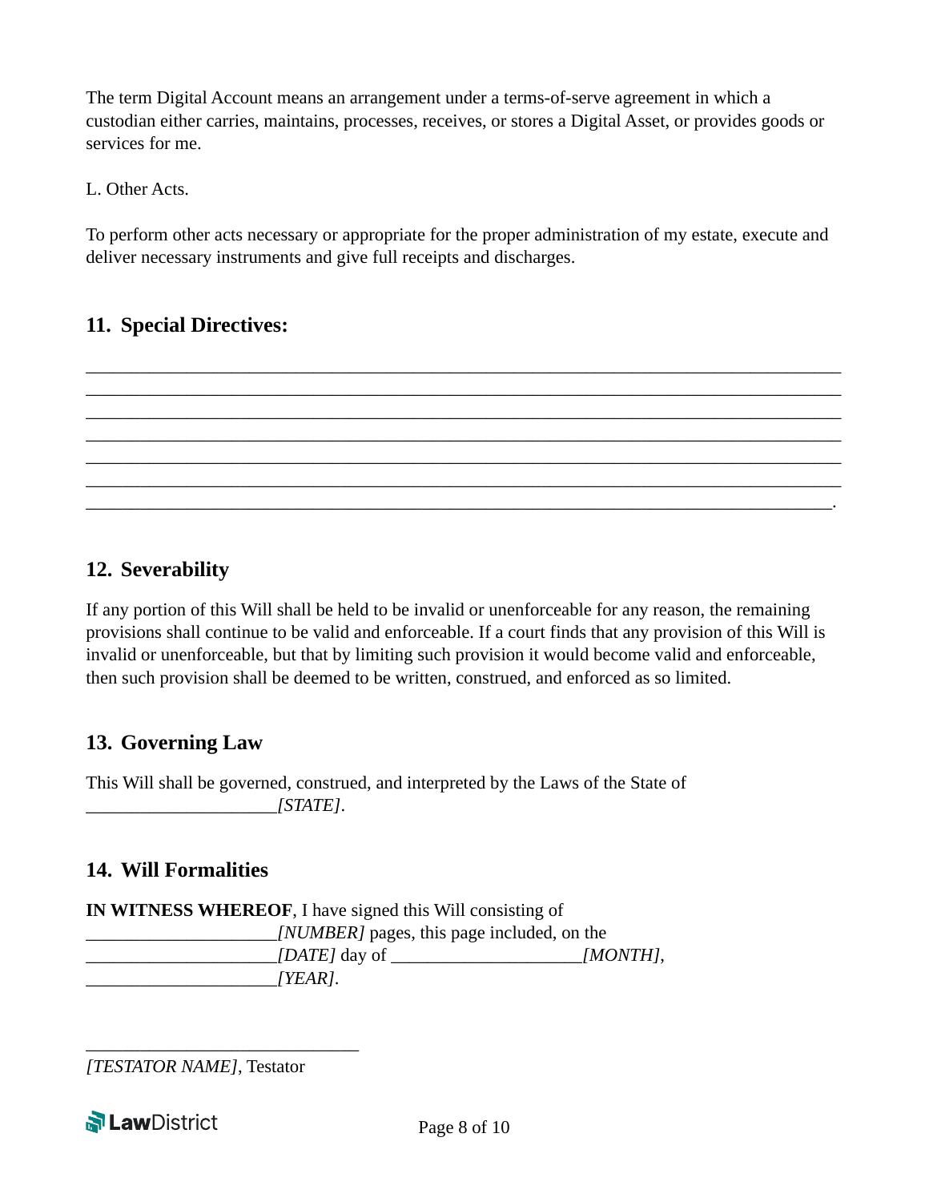The term Digital Account means an arrangement under a terms-of-serve agreement in which a custodian either carries, maintains, processes, receives, or stores a Digital Asset, or provides goods or services for me.

L. Other Acts.

To perform other acts necessary or appropriate for the proper administration of my estate, execute and deliver necessary instruments and give full receipts and discharges.

## 11. Special Directives:

_____________________________________________________________________________
_____________________________________________________________________________
_____________________________________________________________________________
_____________________________________________________________________________
_____________________________________________________________________________
_____________________________________________________________________________
____________________________________________________________________________.

## 12. Severability

If any portion of this Will shall be held to be invalid or unenforceable for any reason, the remaining provisions shall continue to be valid and enforceable. If a court finds that any provision of this Will is invalid or unenforceable, but that by limiting such provision it would become valid and enforceable, then such provision shall be deemed to be written, construed, and enforced as so limited.

## 13. Governing Law

This Will shall be governed, construed, and interpreted by the Laws of the State of ____________________*[STATE]*.

## 14. Will Formalities

**IN WITNESS WHEREOF**, I have signed this Will consisting of ____________________*[NUMBER]* pages, this page included, on the ____________________*[DATE]* day of ____________________*[MONTH]*, ____________________*[YEAR]*.

_____________________________
*[TESTATOR NAME]*, Testator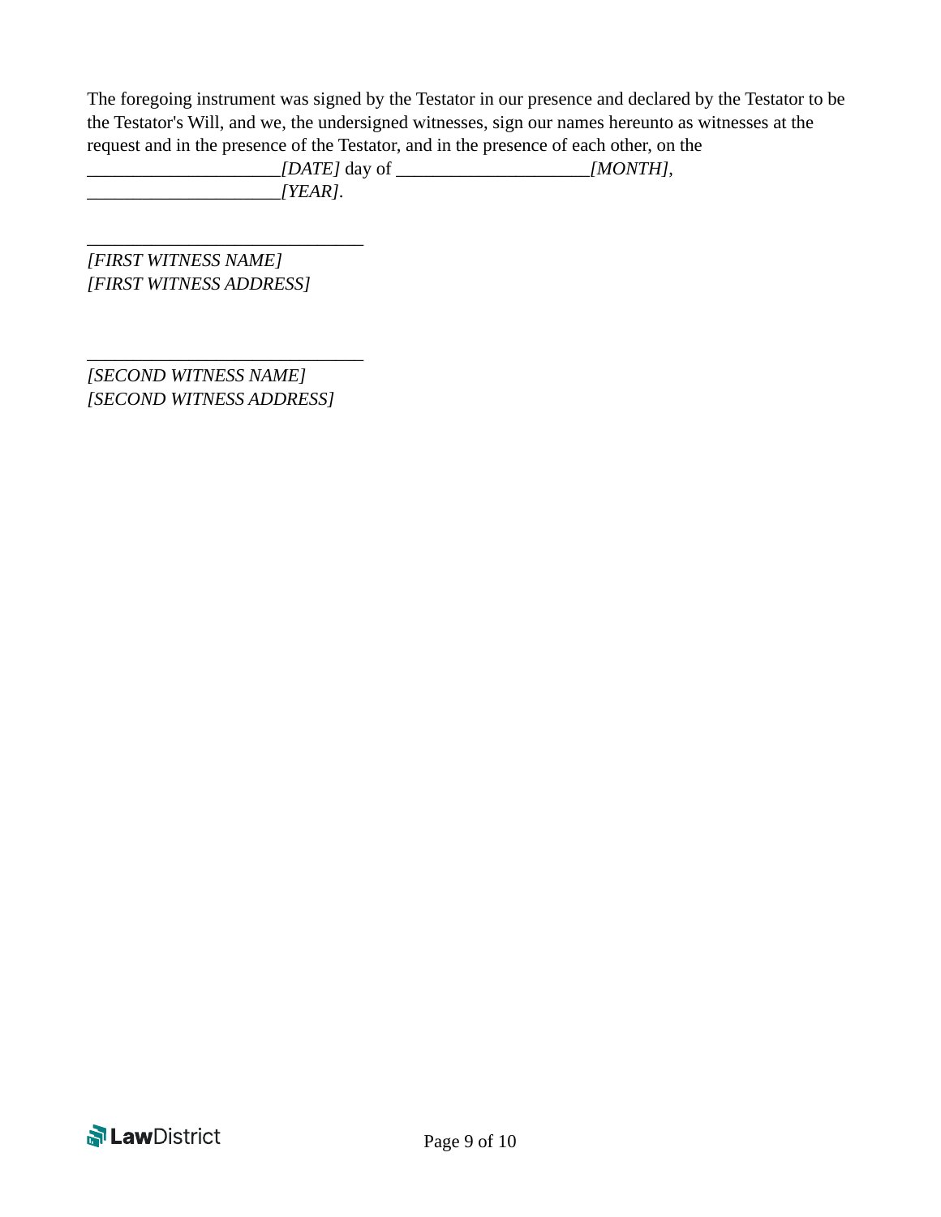The foregoing instrument was signed by the Testator in our presence and declared by the Testator to be the Testator's Will, and we, the undersigned witnesses, sign our names hereunto as witnesses at the request and in the presence of the Testator, and in the presence of each other, on the _____________________*[DATE]* day of _____________________*[MONTH]*, _____________________*[YEAR]*.

______________________________
*[FIRST WITNESS NAME]*
*[FIRST WITNESS ADDRESS]*

______________________________
*[SECOND WITNESS NAME]*
*[SECOND WITNESS ADDRESS]*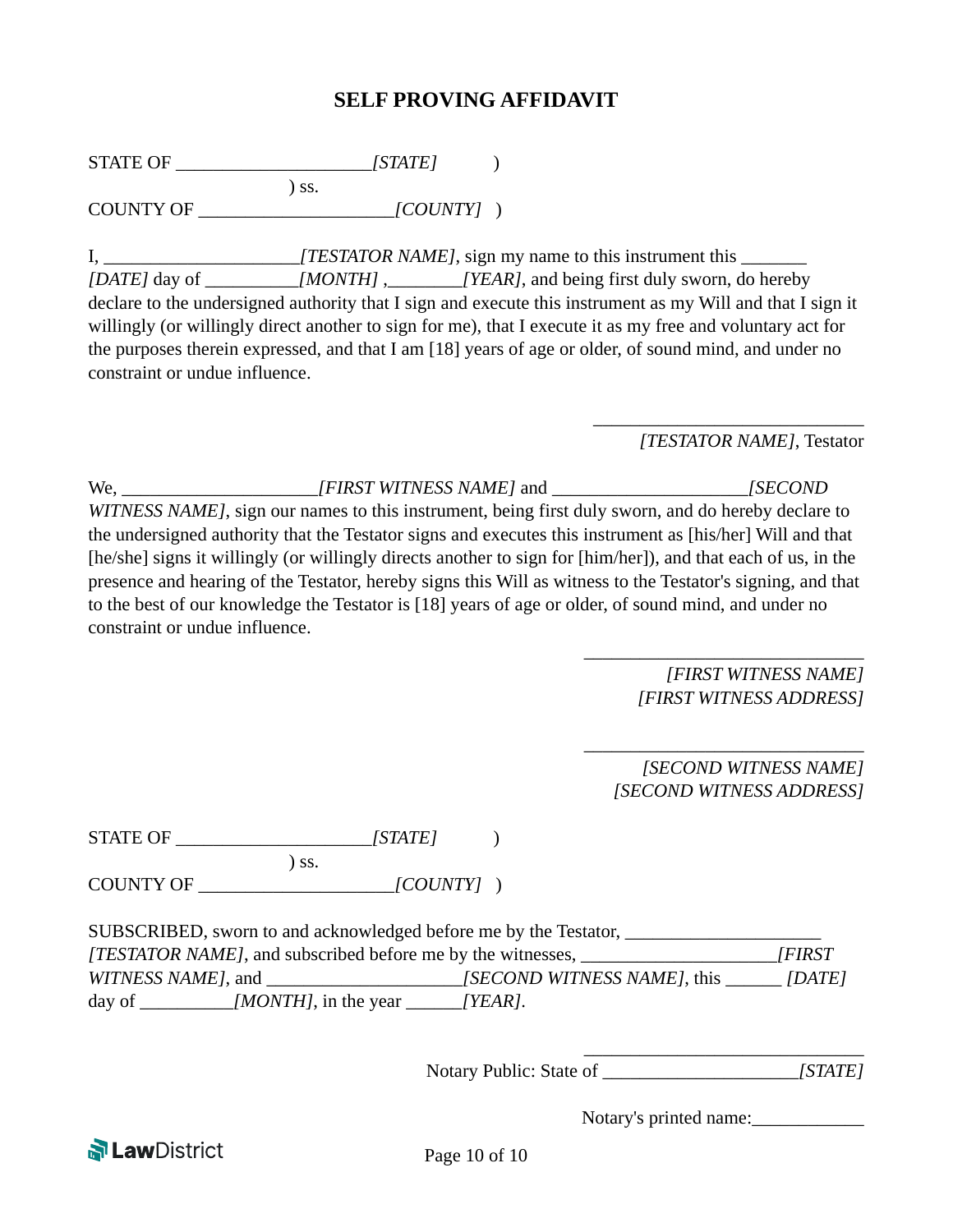# SELF PROVING AFFIDAVIT

STATE OF ____________________*[STATE]* )
) ss.
COUNTY OF ____________________*[COUNTY]* )

I, ____________________*[TESTATOR NAME]*, sign my name to this instrument this _______ *[DATE]* day of __________*[MONTH]* ,________*[YEAR]*, and being first duly sworn, do hereby declare to the undersigned authority that I sign and execute this instrument as my Will and that I sign it willingly (or willingly direct another to sign for me), that I execute it as my free and voluntary act for the purposes therein expressed, and that I am [18] years of age or older, of sound mind, and under no constraint or undue influence.

____________________________
*[TESTATOR NAME]*, Testator

We, ____________________*[FIRST WITNESS NAME]* and ____________________*[SECOND WITNESS NAME]*, sign our names to this instrument, being first duly sworn, and do hereby declare to the undersigned authority that the Testator signs and executes this instrument as [his/her] Will and that [he/she] signs it willingly (or willingly directs another to sign for [him/her]), and that each of us, in the presence and hearing of the Testator, hereby signs this Will as witness to the Testator's signing, and that to the best of our knowledge the Testator is [18] years of age or older, of sound mind, and under no constraint or undue influence.

____________________________
*[FIRST WITNESS NAME]*
*[FIRST WITNESS ADDRESS]*

____________________________
*[SECOND WITNESS NAME]*
*[SECOND WITNESS ADDRESS]*

STATE OF ____________________*[STATE]* )
) ss.
COUNTY OF ____________________*[COUNTY]* )

SUBSCRIBED, sworn to and acknowledged before me by the Testator, ____________________ *[TESTATOR NAME]*, and subscribed before me by the witnesses, ____________________*[FIRST WITNESS NAME]*, and ____________________*[SECOND WITNESS NAME]*, this ______ *[DATE]* day of __________*[MONTH]*, in the year ______*[YEAR]*.

____________________________
Notary Public: State of ____________________*[STATE]*

Notary's printed name:____________